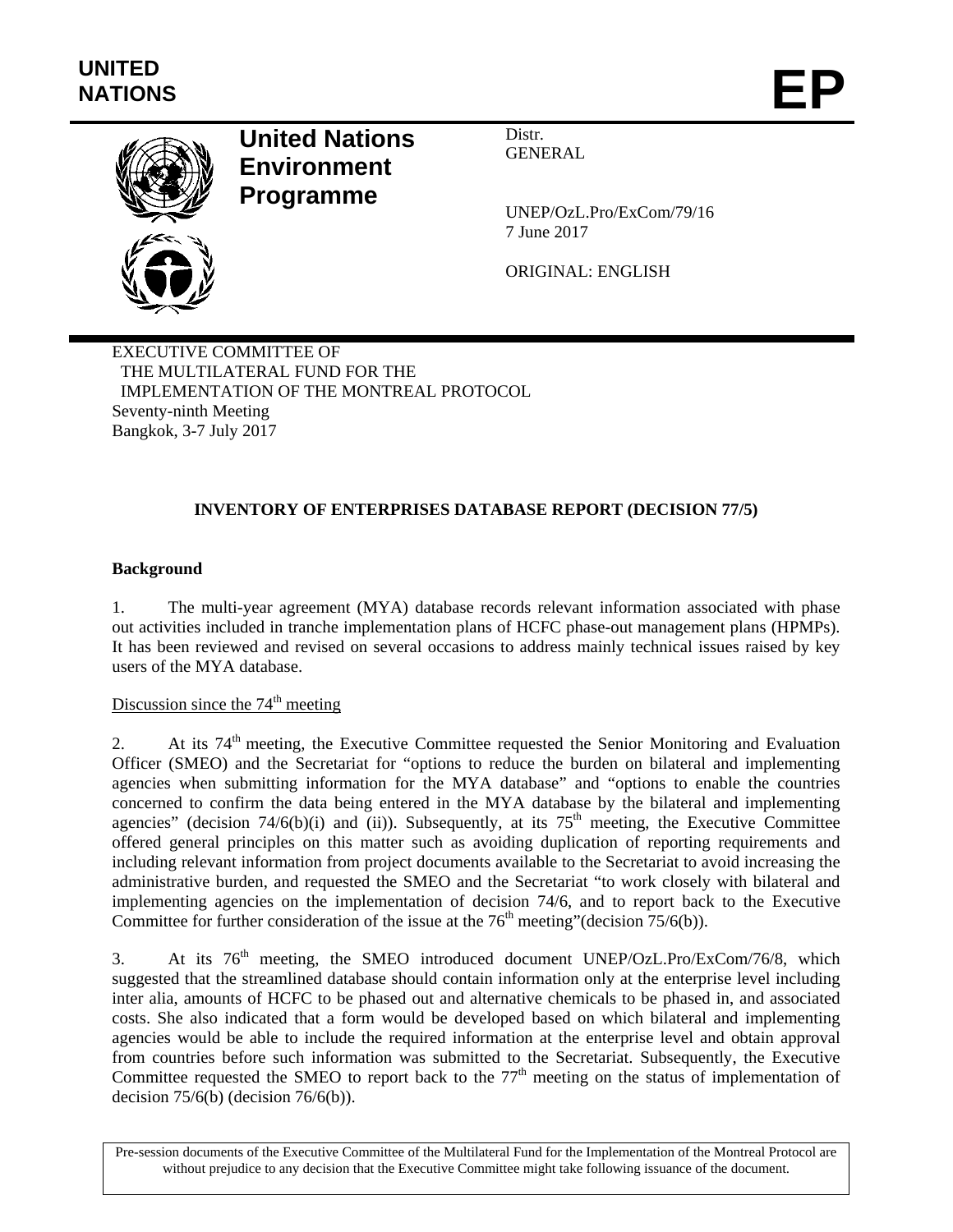UNITED NATIONS

# EP

**United Nations Environment Programme**

Distr.
GENERAL

UNEP/OzL.Pro/ExCom/79/16
7 June 2017

ORIGINAL: ENGLISH

EXECUTIVE COMMITTEE OF
THE MULTILATERAL FUND FOR THE
IMPLEMENTATION OF THE MONTREAL PROTOCOL
Seventy-ninth Meeting
Bangkok, 3-7 July 2017

## INVENTORY OF ENTERPRISES DATABASE REPORT (DECISION 77/5)

### Background

1. The multi-year agreement (MYA) database records relevant information associated with phase out activities included in tranche implementation plans of HCFC phase-out management plans (HPMPs). It has been reviewed and revised on several occasions to address mainly technical issues raised by key users of the MYA database.

Discussion since the 74th meeting

2. At its 74th meeting, the Executive Committee requested the Senior Monitoring and Evaluation Officer (SMEO) and the Secretariat for "options to reduce the burden on bilateral and implementing agencies when submitting information for the MYA database" and "options to enable the countries concerned to confirm the data being entered in the MYA database by the bilateral and implementing agencies" (decision 74/6(b)(i) and (ii)). Subsequently, at its 75th meeting, the Executive Committee offered general principles on this matter such as avoiding duplication of reporting requirements and including relevant information from project documents available to the Secretariat to avoid increasing the administrative burden, and requested the SMEO and the Secretariat "to work closely with bilateral and implementing agencies on the implementation of decision 74/6, and to report back to the Executive Committee for further consideration of the issue at the 76th meeting"(decision 75/6(b)).

3. At its 76th meeting, the SMEO introduced document UNEP/OzL.Pro/ExCom/76/8, which suggested that the streamlined database should contain information only at the enterprise level including inter alia, amounts of HCFC to be phased out and alternative chemicals to be phased in, and associated costs. She also indicated that a form would be developed based on which bilateral and implementing agencies would be able to include the required information at the enterprise level and obtain approval from countries before such information was submitted to the Secretariat. Subsequently, the Executive Committee requested the SMEO to report back to the 77th meeting on the status of implementation of decision 75/6(b) (decision 76/6(b)).

Pre-session documents of the Executive Committee of the Multilateral Fund for the Implementation of the Montreal Protocol are without prejudice to any decision that the Executive Committee might take following issuance of the document.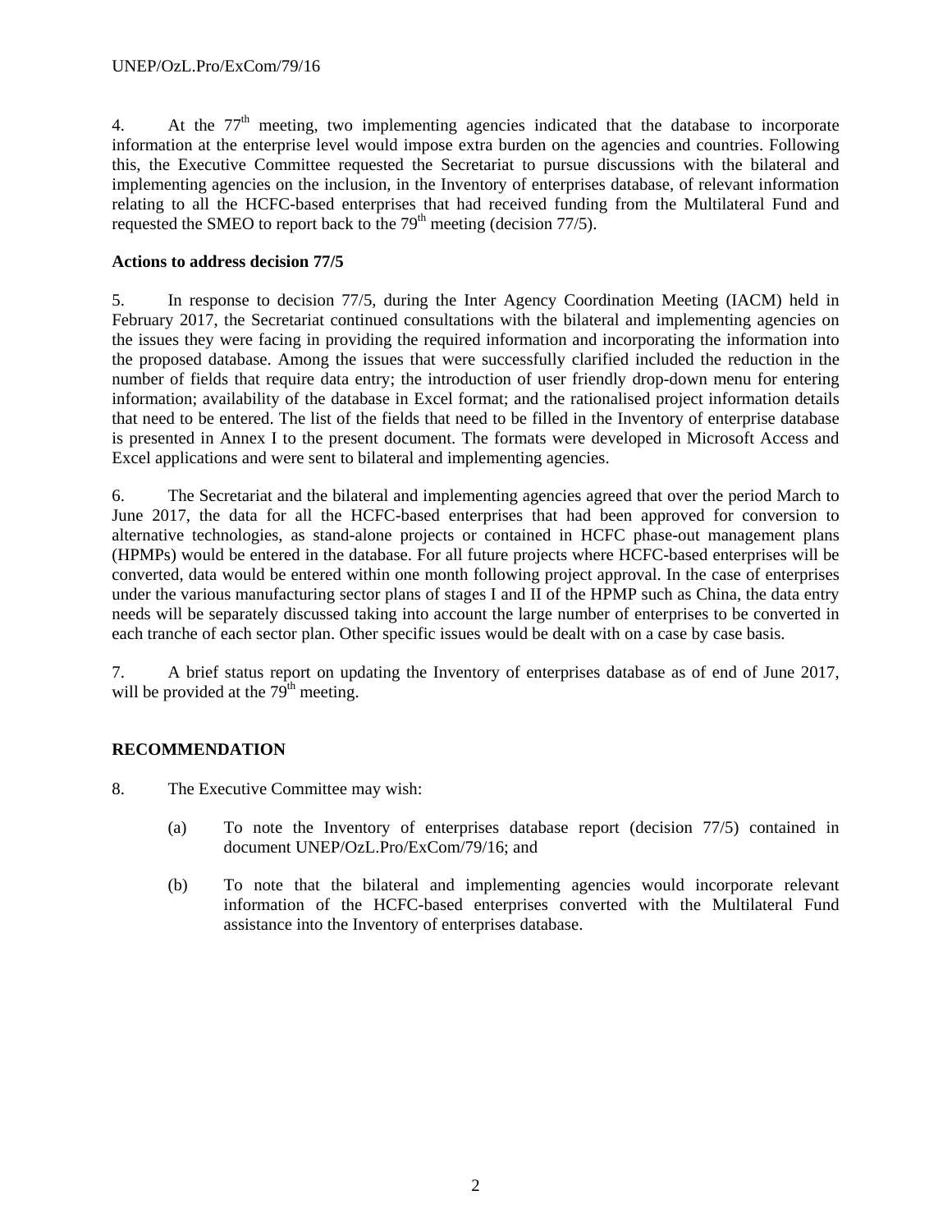4. At the 77th meeting, two implementing agencies indicated that the database to incorporate information at the enterprise level would impose extra burden on the agencies and countries. Following this, the Executive Committee requested the Secretariat to pursue discussions with the bilateral and implementing agencies on the inclusion, in the Inventory of enterprises database, of relevant information relating to all the HCFC-based enterprises that had received funding from the Multilateral Fund and requested the SMEO to report back to the 79th meeting (decision 77/5).

**Actions to address decision 77/5**

5. In response to decision 77/5, during the Inter Agency Coordination Meeting (IACM) held in February 2017, the Secretariat continued consultations with the bilateral and implementing agencies on the issues they were facing in providing the required information and incorporating the information into the proposed database. Among the issues that were successfully clarified included the reduction in the number of fields that require data entry; the introduction of user friendly drop-down menu for entering information; availability of the database in Excel format; and the rationalised project information details that need to be entered. The list of the fields that need to be filled in the Inventory of enterprise database is presented in Annex I to the present document. The formats were developed in Microsoft Access and Excel applications and were sent to bilateral and implementing agencies.

6. The Secretariat and the bilateral and implementing agencies agreed that over the period March to June 2017, the data for all the HCFC-based enterprises that had been approved for conversion to alternative technologies, as stand-alone projects or contained in HCFC phase-out management plans (HPMPs) would be entered in the database. For all future projects where HCFC-based enterprises will be converted, data would be entered within one month following project approval. In the case of enterprises under the various manufacturing sector plans of stages I and II of the HPMP such as China, the data entry needs will be separately discussed taking into account the large number of enterprises to be converted in each tranche of each sector plan. Other specific issues would be dealt with on a case by case basis.

7. A brief status report on updating the Inventory of enterprises database as of end of June 2017, will be provided at the 79th meeting.

**RECOMMENDATION**

8. The Executive Committee may wish:

(a) To note the Inventory of enterprises database report (decision 77/5) contained in document UNEP/OzL.Pro/ExCom/79/16; and

(b) To note that the bilateral and implementing agencies would incorporate relevant information of the HCFC-based enterprises converted with the Multilateral Fund assistance into the Inventory of enterprises database.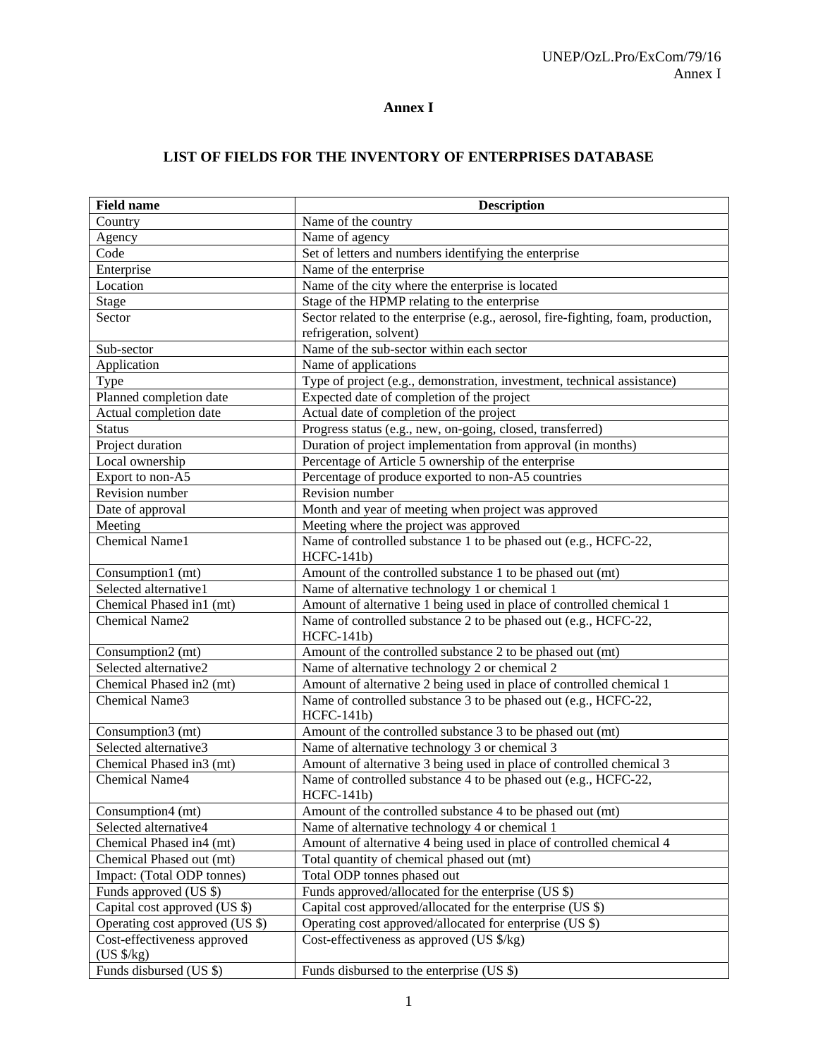# Annex I

## LIST OF FIELDS FOR THE INVENTORY OF ENTERPRISES DATABASE

| Field name | Description |
|---|---|
| Country | Name of the country |
| Agency | Name of agency |
| Code | Set of letters and numbers identifying the enterprise |
| Enterprise | Name of the enterprise |
| Location | Name of the city where the enterprise is located |
| Stage | Stage of the HPMP relating to the enterprise |
| Sector | Sector related to the enterprise (e.g., aerosol, fire-fighting, foam, production, refrigeration, solvent) |
| Sub-sector | Name of the sub-sector within each sector |
| Application | Name of applications |
| Type | Type of project (e.g., demonstration, investment, technical assistance) |
| Planned completion date | Expected date of completion of the project |
| Actual completion date | Actual date of completion of the project |
| Status | Progress status (e.g., new, on-going, closed, transferred) |
| Project duration | Duration of project implementation from approval (in months) |
| Local ownership | Percentage of Article 5 ownership of the enterprise |
| Export to non-A5 | Percentage of produce exported to non-A5 countries |
| Revision number | Revision number |
| Date of approval | Month and year of meeting when project was approved |
| Meeting | Meeting where the project was approved |
| Chemical Name1 | Name of controlled substance 1 to be phased out (e.g., HCFC-22, HCFC-141b) |
| Consumption1 (mt) | Amount of the controlled substance 1 to be phased out (mt) |
| Selected alternative1 | Name of alternative technology 1 or chemical 1 |
| Chemical Phased in1 (mt) | Amount of alternative 1 being used in place of controlled chemical 1 |
| Chemical Name2 | Name of controlled substance 2 to be phased out (e.g., HCFC-22, HCFC-141b) |
| Consumption2 (mt) | Amount of the controlled substance 2 to be phased out (mt) |
| Selected alternative2 | Name of alternative technology 2 or chemical 2 |
| Chemical Phased in2 (mt) | Amount of alternative 2 being used in place of controlled chemical 1 |
| Chemical Name3 | Name of controlled substance 3 to be phased out (e.g., HCFC-22, HCFC-141b) |
| Consumption3 (mt) | Amount of the controlled substance 3 to be phased out (mt) |
| Selected alternative3 | Name of alternative technology 3 or chemical 3 |
| Chemical Phased in3 (mt) | Amount of alternative 3 being used in place of controlled chemical 3 |
| Chemical Name4 | Name of controlled substance 4 to be phased out (e.g., HCFC-22, HCFC-141b) |
| Consumption4 (mt) | Amount of the controlled substance 4 to be phased out (mt) |
| Selected alternative4 | Name of alternative technology 4 or chemical 1 |
| Chemical Phased in4 (mt) | Amount of alternative 4 being used in place of controlled chemical 4 |
| Chemical Phased out (mt) | Total quantity of chemical phased out (mt) |
| Impact: (Total ODP tonnes) | Total ODP tonnes phased out |
| Funds approved (US $) | Funds approved/allocated for the enterprise (US $) |
| Capital cost approved (US $) | Capital cost approved/allocated for the enterprise (US $) |
| Operating cost approved (US $) | Operating cost approved/allocated for enterprise (US $) |
| Cost-effectiveness approved (US $/kg) | Cost-effectiveness as approved (US $/kg) |
| Funds disbursed (US $) | Funds disbursed to the enterprise (US $) |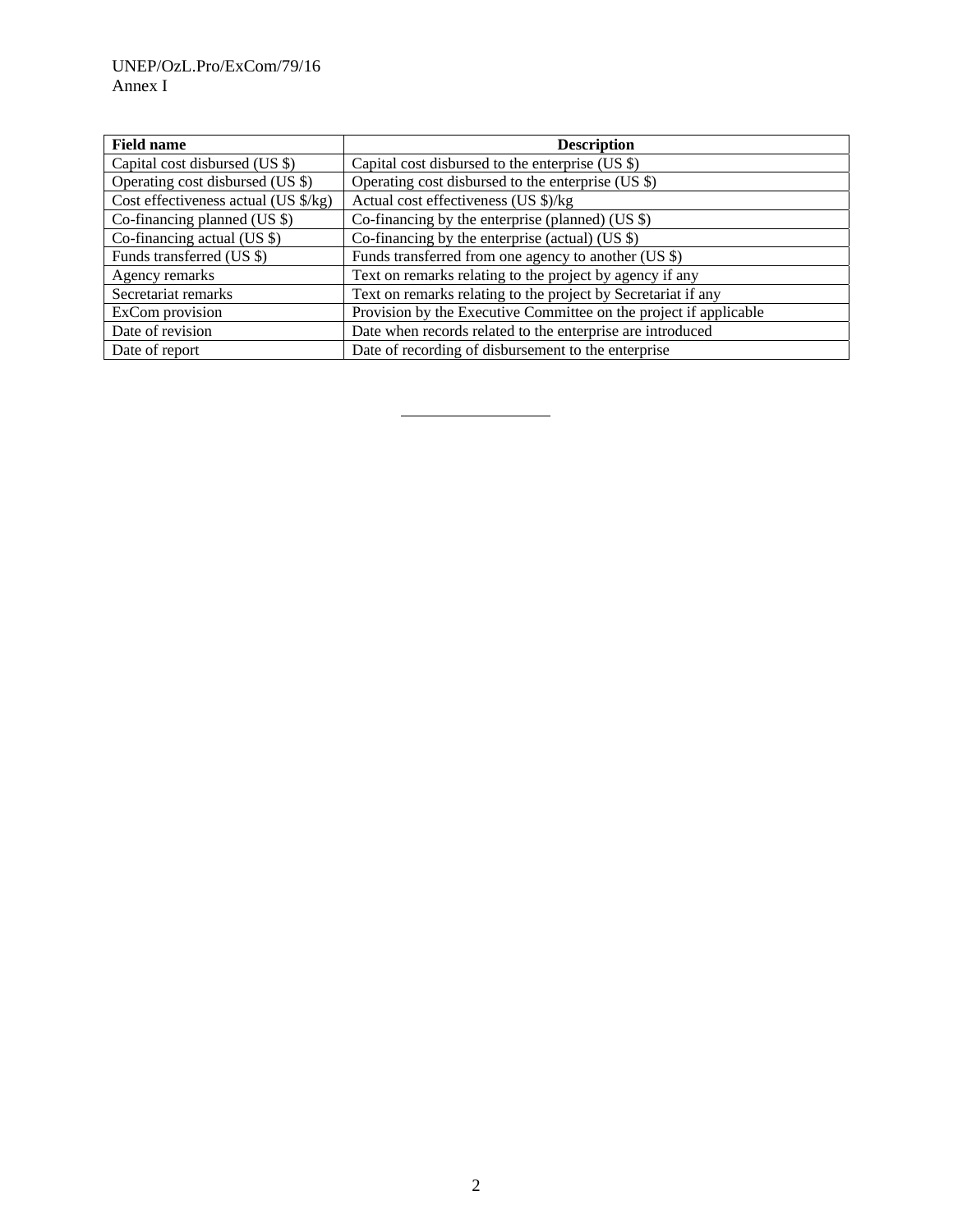| Field name | Description |
|---|---|
| Capital cost disbursed (US $) | Capital cost disbursed to the enterprise (US $) |
| Operating cost disbursed (US $) | Operating cost disbursed to the enterprise (US $) |
| Cost effectiveness actual (US $/kg) | Actual cost effectiveness (US $)/kg |
| Co-financing planned (US $) | Co-financing by the enterprise (planned) (US $) |
| Co-financing actual (US $) | Co-financing by the enterprise (actual) (US $) |
| Funds transferred (US $) | Funds transferred from one agency to another (US $) |
| Agency remarks | Text on remarks relating to the project by agency if any |
| Secretariat remarks | Text on remarks relating to the project by Secretariat if any |
| ExCom provision | Provision by the Executive Committee on the project if applicable |
| Date of revision | Date when records related to the enterprise are introduced |
| Date of report | Date of recording of disbursement to the enterprise |